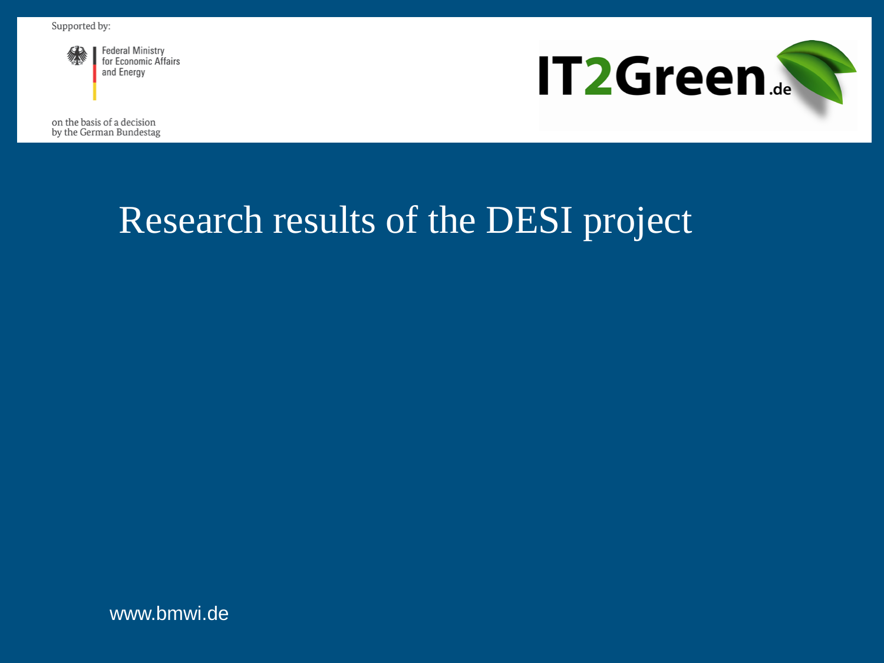Supported by:

Federal Ministry
for Economic Affairs
and Energy

on the basis of a decision
by the German Bundestag

IT2Green.de

# Research results of the DESI project

www.bmwi.de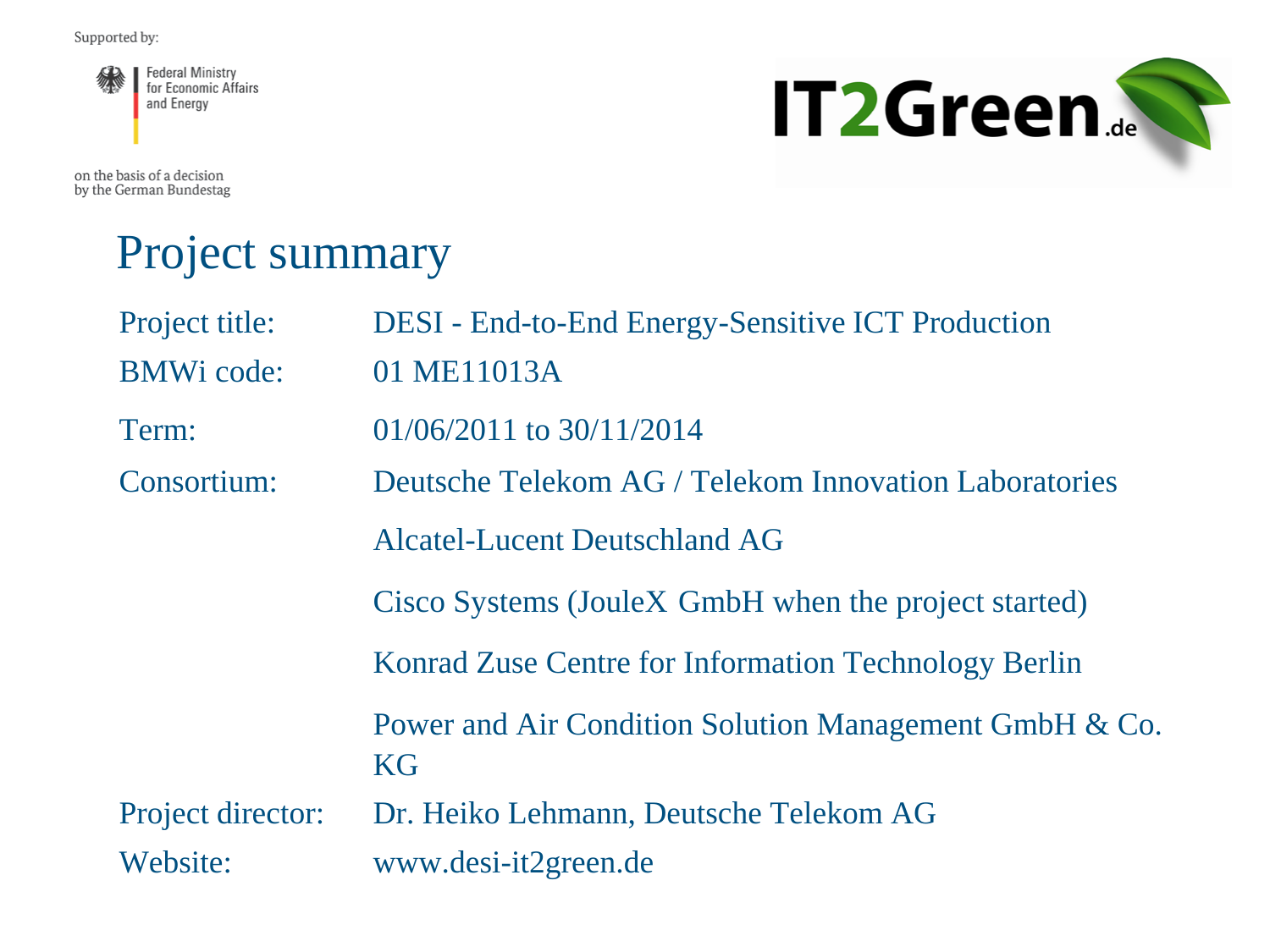Supported by:

Federal Ministry for Economic Affairs and Energy

on the basis of a decision by the German Bundestag

IT2Green.de

# Project summary

| | |
|---|---|
| Project title: | DESI - End-to-End Energy-Sensitive ICT Production |
| BMWi code: | 01 ME11013A |
| Term: | 01/06/2011 to 30/11/2014 |
| Consortium: | Deutsche Telekom AG / Telekom Innovation Laboratories |
| | Alcatel-Lucent Deutschland AG |
| | Cisco Systems (JouleX GmbH when the project started) |
| | Konrad Zuse Centre for Information Technology Berlin |
| | Power and Air Condition Solution Management GmbH & Co. KG |
| Project director: | Dr. Heiko Lehmann, Deutsche Telekom AG |
| Website: | www.desi-it2green.de |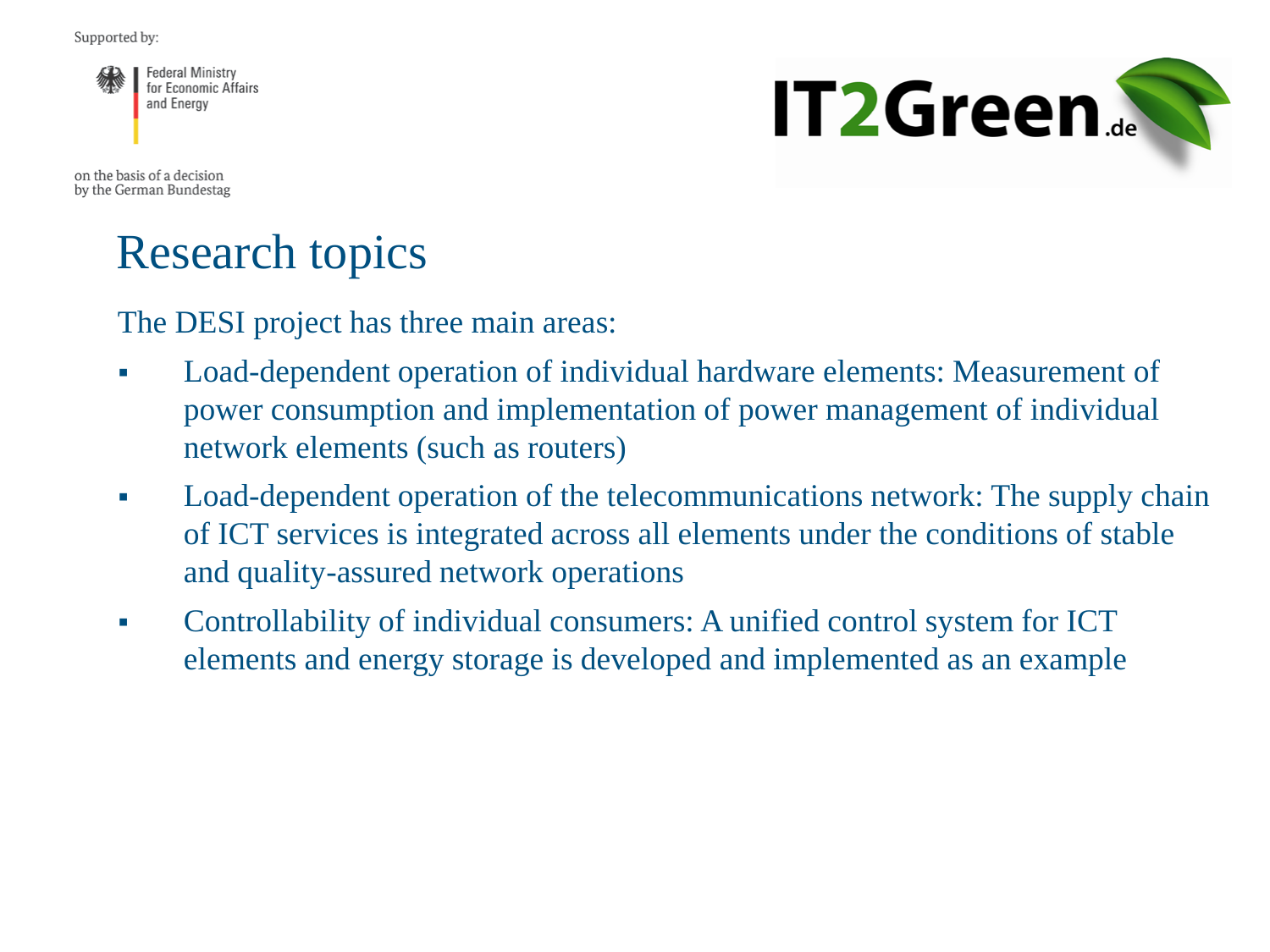# Research topics

The DESI project has three main areas:

- Load-dependent operation of individual hardware elements: Measurement of power consumption and implementation of power management of individual network elements (such as routers)
- Load-dependent operation of the telecommunications network: The supply chain of ICT services is integrated across all elements under the conditions of stable and quality-assured network operations
- Controllability of individual consumers: A unified control system for ICT elements and energy storage is developed and implemented as an example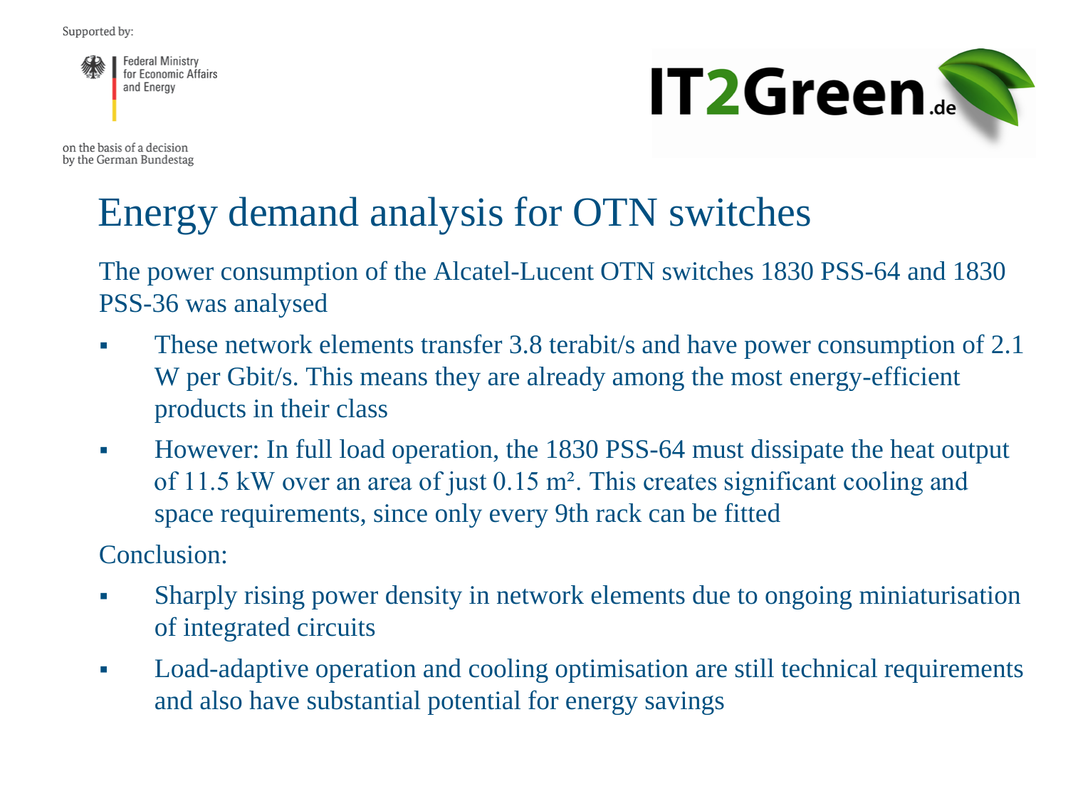Supported by:

Federal Ministry for Economic Affairs and Energy

on the basis of a decision by the German Bundestag

IT2Green.de

# Energy demand analysis for OTN switches

The power consumption of the Alcatel-Lucent OTN switches 1830 PSS-64 and 1830 PSS-36 was analysed

- These network elements transfer 3.8 terabit/s and have power consumption of 2.1 W per Gbit/s. This means they are already among the most energy-efficient products in their class
- However: In full load operation, the 1830 PSS-64 must dissipate the heat output of 11.5 kW over an area of just 0.15 m². This creates significant cooling and space requirements, since only every 9th rack can be fitted

Conclusion:

- Sharply rising power density in network elements due to ongoing miniaturisation of integrated circuits
- Load-adaptive operation and cooling optimisation are still technical requirements and also have substantial potential for energy savings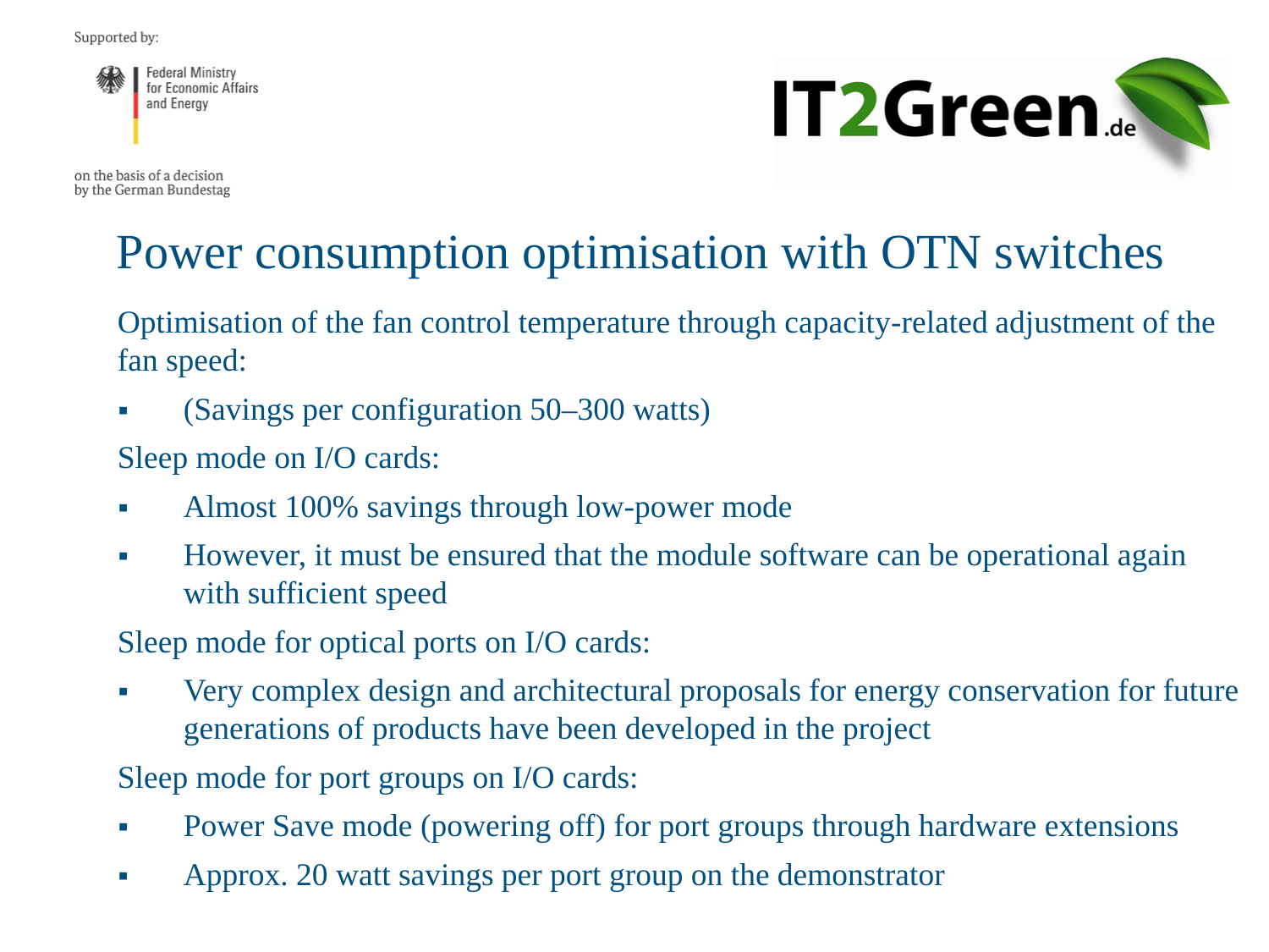Supported by:

Federal Ministry for Economic Affairs and Energy

on the basis of a decision by the German Bundestag

IT2Green.de

# Power consumption optimisation with OTN switches

Optimisation of the fan control temperature through capacity-related adjustment of the fan speed:

- (Savings per configuration 50–300 watts)

Sleep mode on I/O cards:

- Almost 100% savings through low-power mode
- However, it must be ensured that the module software can be operational again with sufficient speed

Sleep mode for optical ports on I/O cards:

- Very complex design and architectural proposals for energy conservation for future generations of products have been developed in the project

Sleep mode for port groups on I/O cards:

- Power Save mode (powering off) for port groups through hardware extensions
- Approx. 20 watt savings per port group on the demonstrator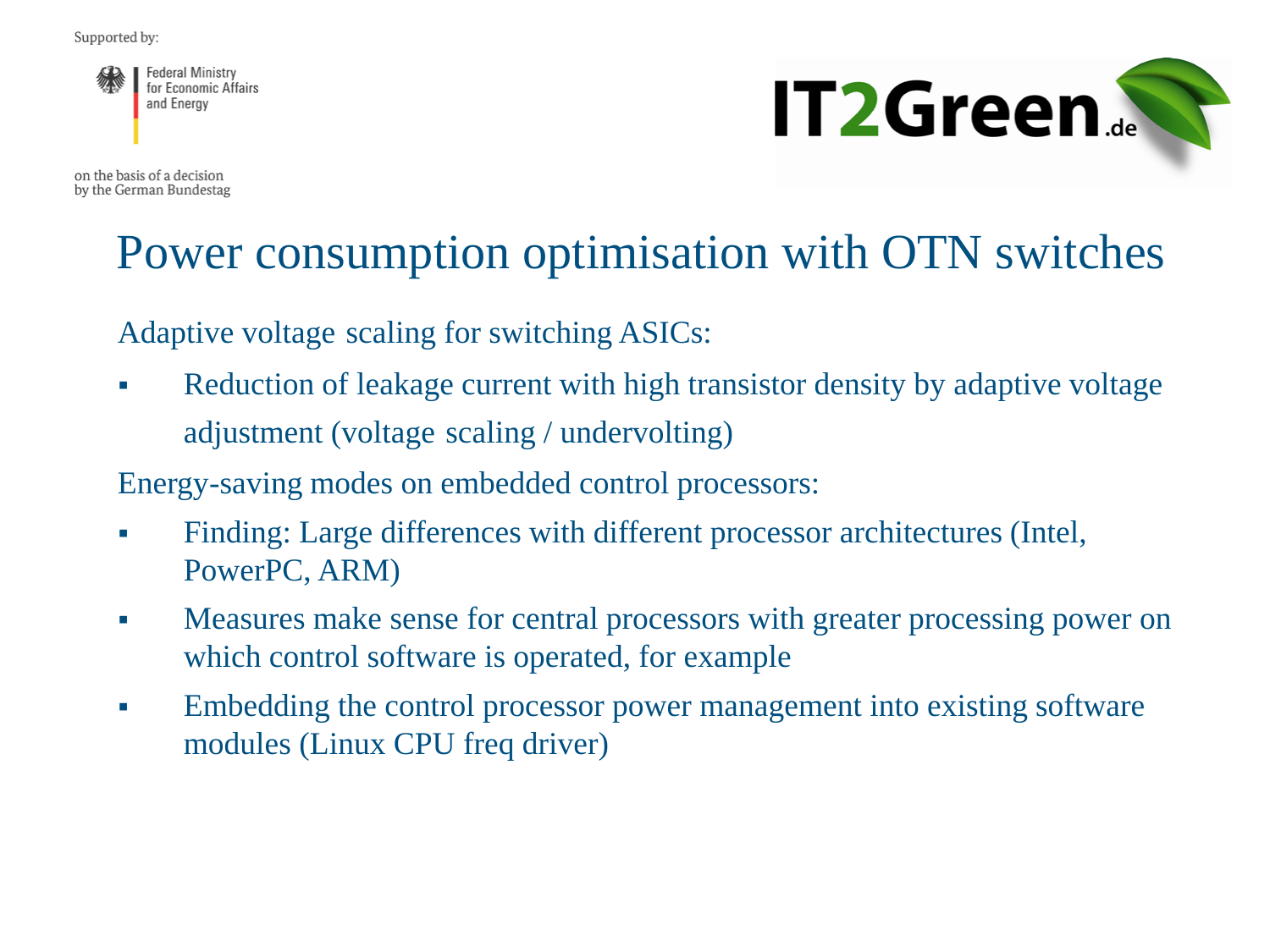# Power consumption optimisation with OTN switches

Adaptive voltage scaling for switching ASICs:

- Reduction of leakage current with high transistor density by adaptive voltage adjustment (voltage scaling / undervolting)

Energy-saving modes on embedded control processors:

- Finding: Large differences with different processor architectures (Intel, PowerPC, ARM)
- Measures make sense for central processors with greater processing power on which control software is operated, for example
- Embedding the control processor power management into existing software modules (Linux CPU freq driver)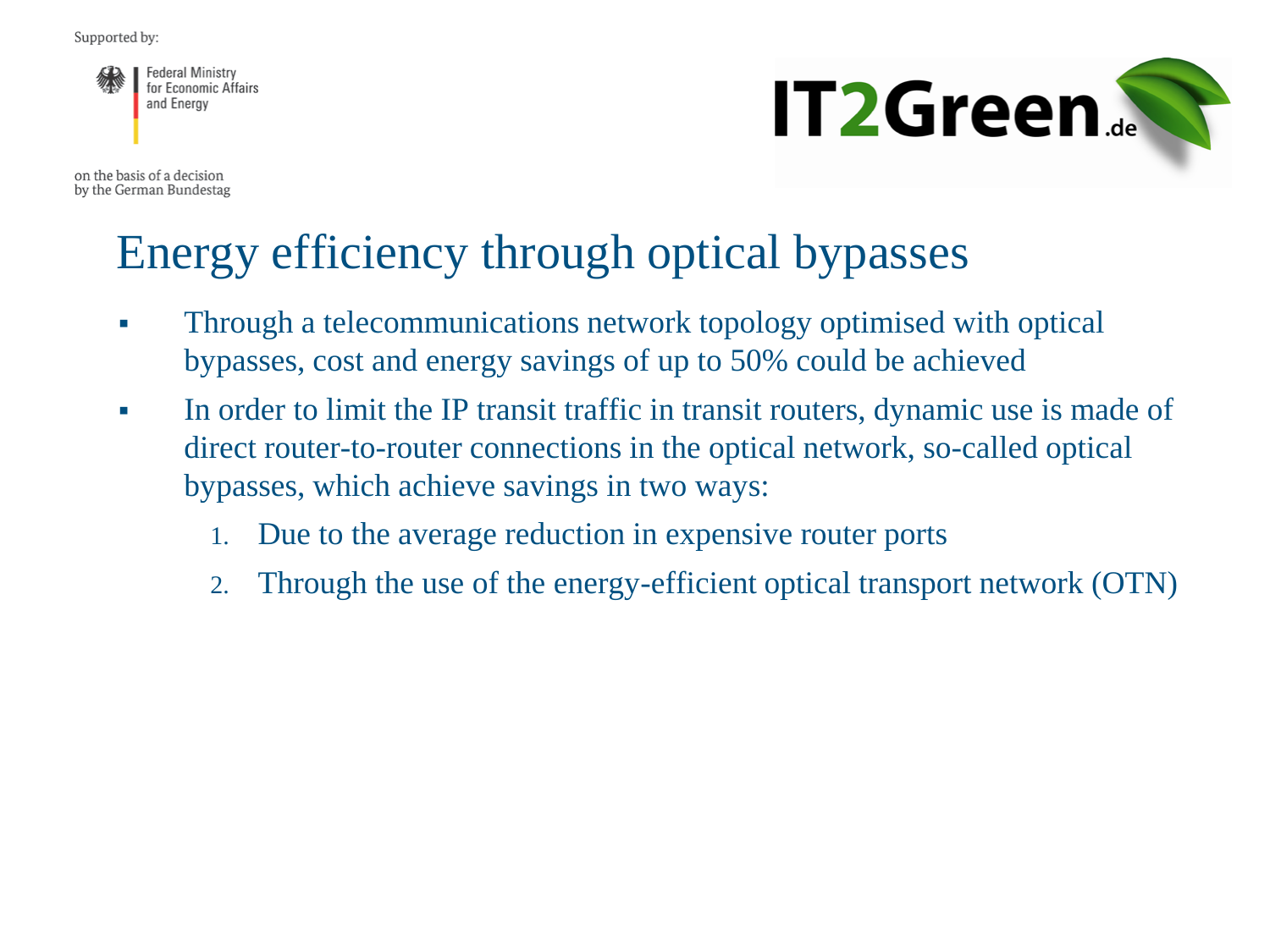# Energy efficiency through optical bypasses

- Through a telecommunications network topology optimised with optical bypasses, cost and energy savings of up to 50% could be achieved
- In order to limit the IP transit traffic in transit routers, dynamic use is made of direct router-to-router connections in the optical network, so-called optical bypasses, which achieve savings in two ways:
    1. Due to the average reduction in expensive router ports
    2. Through the use of the energy-efficient optical transport network (OTN)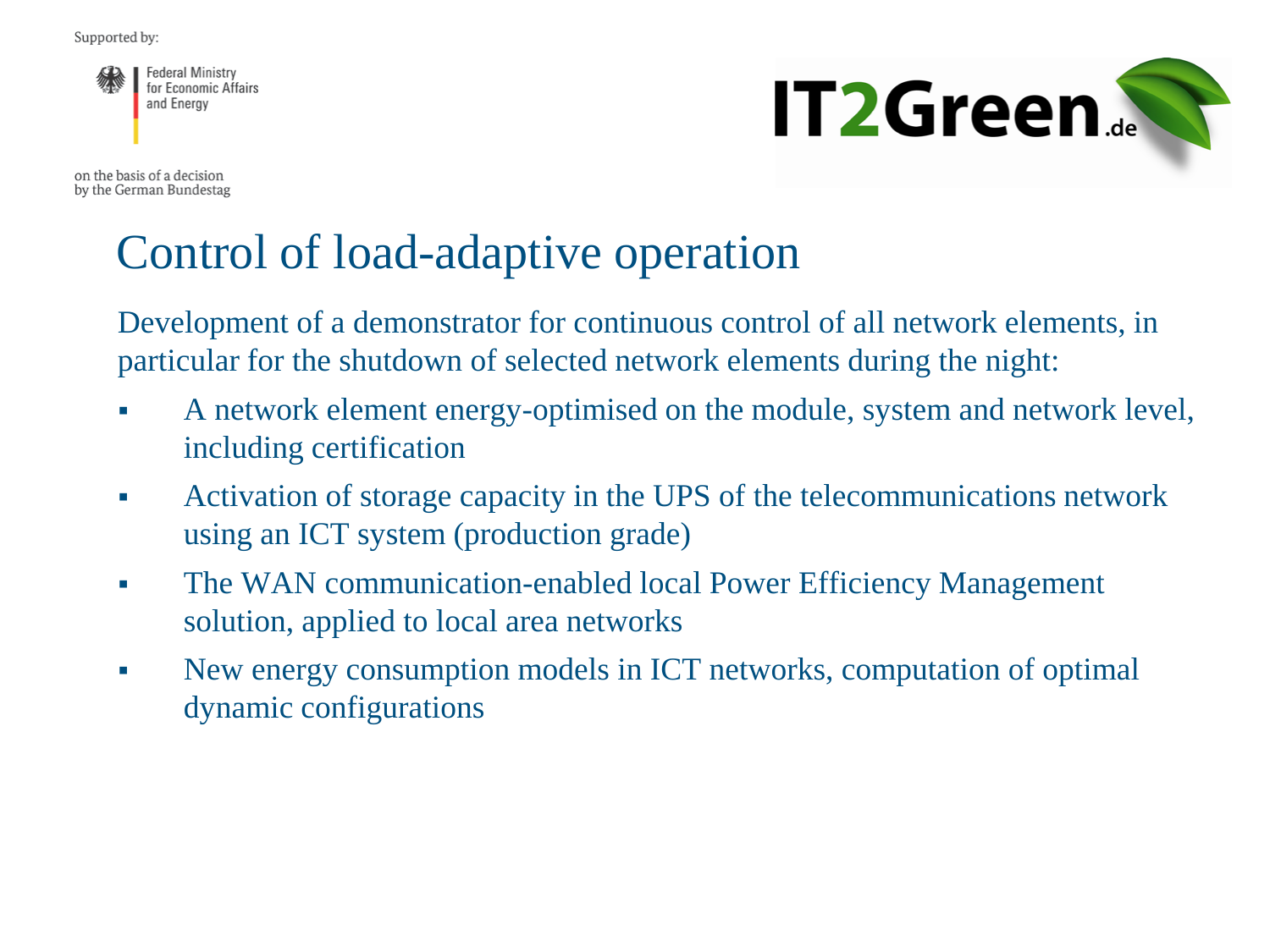Supported by:

Federal Ministry for Economic Affairs and Energy

on the basis of a decision by the German Bundestag

IT2Green.de

# Control of load-adaptive operation

Development of a demonstrator for continuous control of all network elements, in particular for the shutdown of selected network elements during the night:

- A network element energy-optimised on the module, system and network level, including certification
- Activation of storage capacity in the UPS of the telecommunications network using an ICT system (production grade)
- The WAN communication-enabled local Power Efficiency Management solution, applied to local area networks
- New energy consumption models in ICT networks, computation of optimal dynamic configurations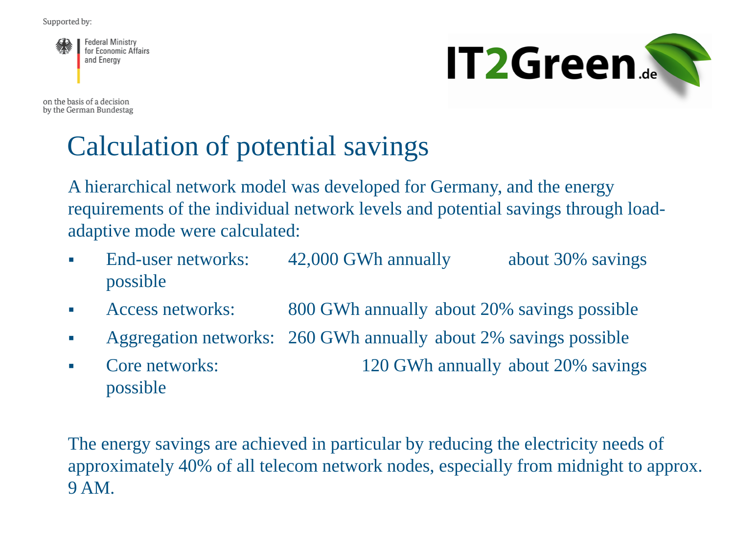Supported by:

Federal Ministry for Economic Affairs and Energy

on the basis of a decision by the German Bundestag

IT2Green.de

# Calculation of potential savings

A hierarchical network model was developed for Germany, and the energy requirements of the individual network levels and potential savings through load-adaptive mode were calculated:

- End-user networks: 42,000 GWh annually about 30% savings possible
- Access networks: 800 GWh annually about 20% savings possible
- Aggregation networks: 260 GWh annually about 2% savings possible
- Core networks: 120 GWh annually about 20% savings possible

The energy savings are achieved in particular by reducing the electricity needs of approximately 40% of all telecom network nodes, especially from midnight to approx. 9 AM.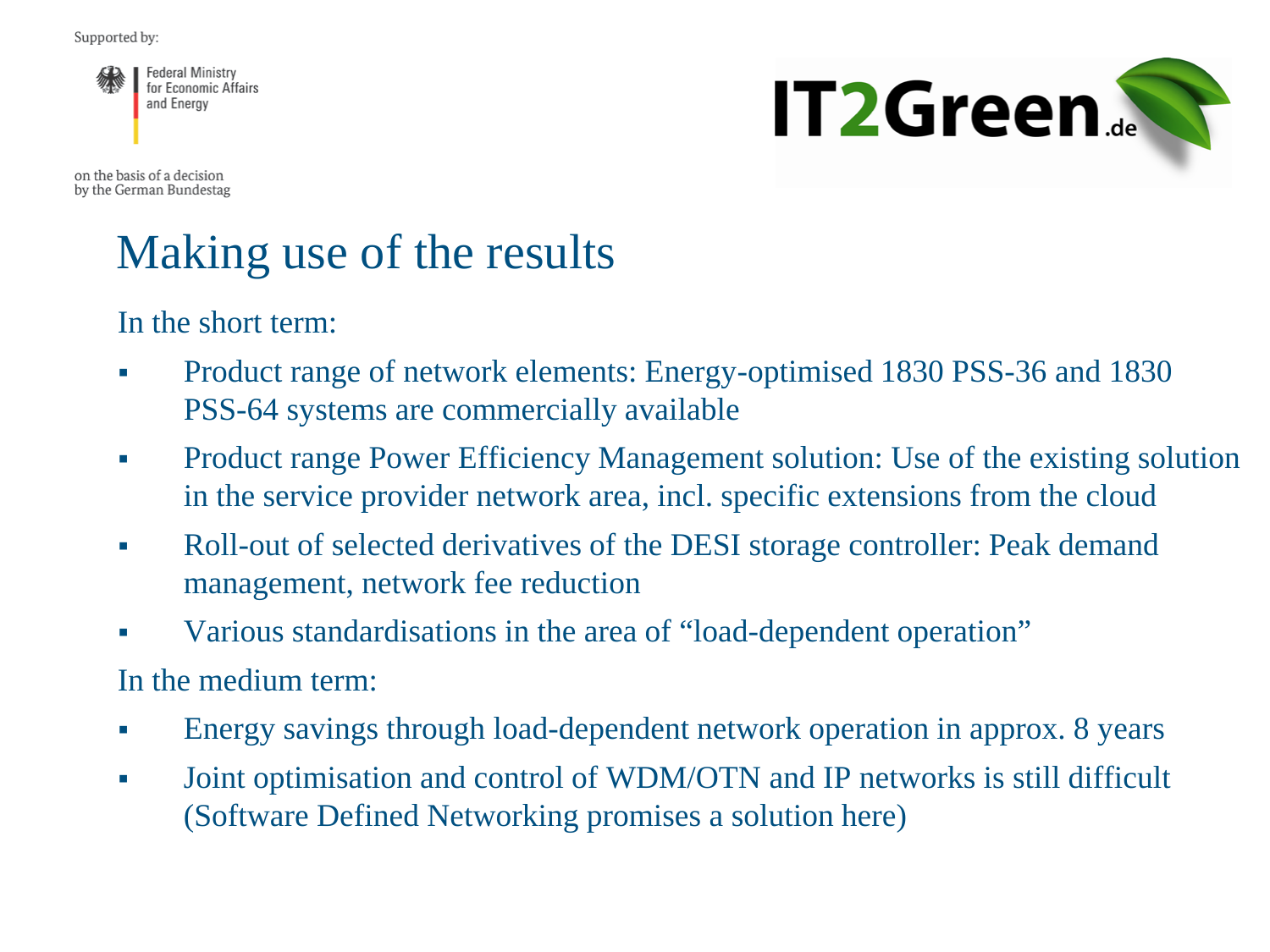Supported by:

Federal Ministry for Economic Affairs and Energy

on the basis of a decision by the German Bundestag

IT2Green.de

# Making use of the results

In the short term:

- Product range of network elements: Energy-optimised 1830 PSS-36 and 1830 PSS-64 systems are commercially available
- Product range Power Efficiency Management solution: Use of the existing solution in the service provider network area, incl. specific extensions from the cloud
- Roll-out of selected derivatives of the DESI storage controller: Peak demand management, network fee reduction
- Various standardisations in the area of “load-dependent operation”

In the medium term:

- Energy savings through load-dependent network operation in approx. 8 years
- Joint optimisation and control of WDM/OTN and IP networks is still difficult (Software Defined Networking promises a solution here)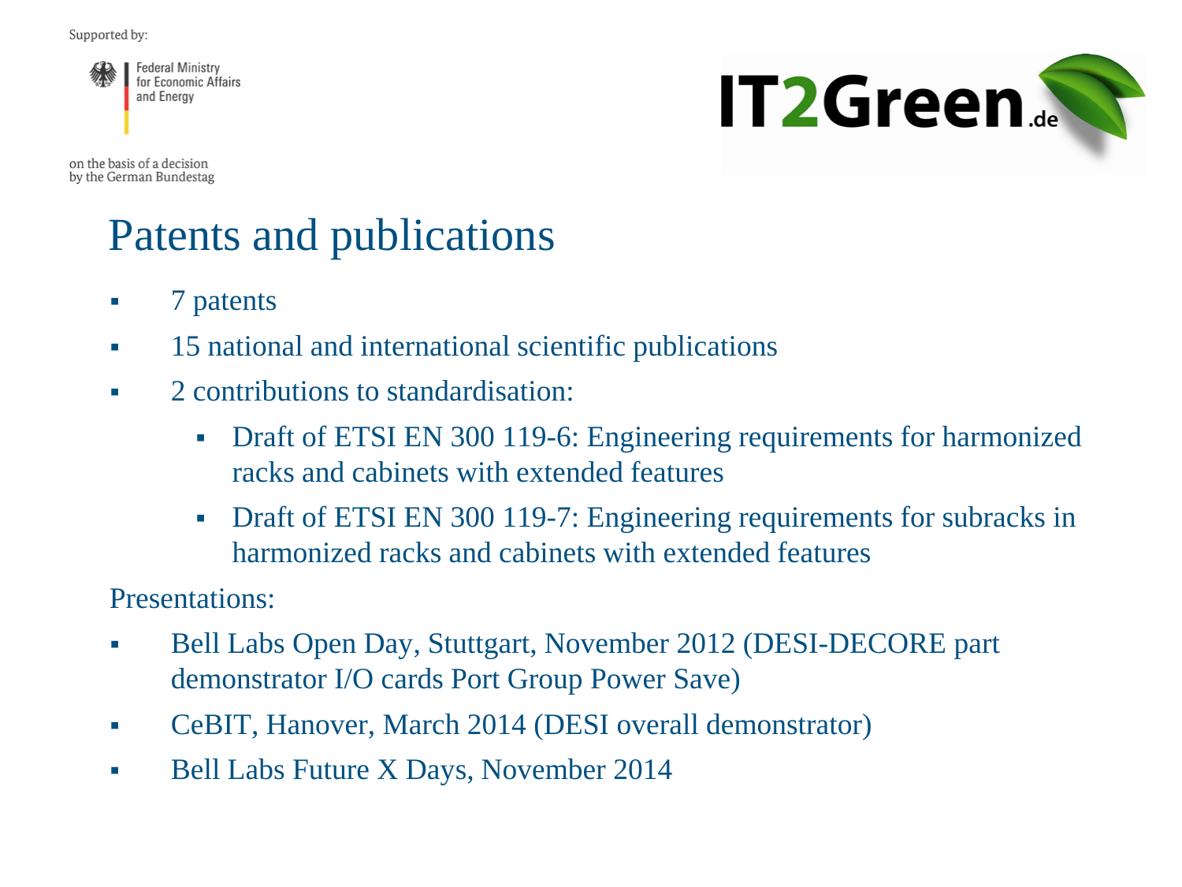Supported by:

Federal Ministry
for Economic Affairs
and Energy

on the basis of a decision
by the German Bundestag

IT2Green.de

# Patents and publications

- 7 patents
- 15 national and international scientific publications
- 2 contributions to standardisation:
  - Draft of ETSI EN 300 119-6: Engineering requirements for harmonized racks and cabinets with extended features
  - Draft of ETSI EN 300 119-7: Engineering requirements for subracks in harmonized racks and cabinets with extended features

Presentations:

- Bell Labs Open Day, Stuttgart, November 2012 (DESI-DECORE part demonstrator I/O cards Port Group Power Save)
- CeBIT, Hanover, March 2014 (DESI overall demonstrator)
- Bell Labs Future X Days, November 2014